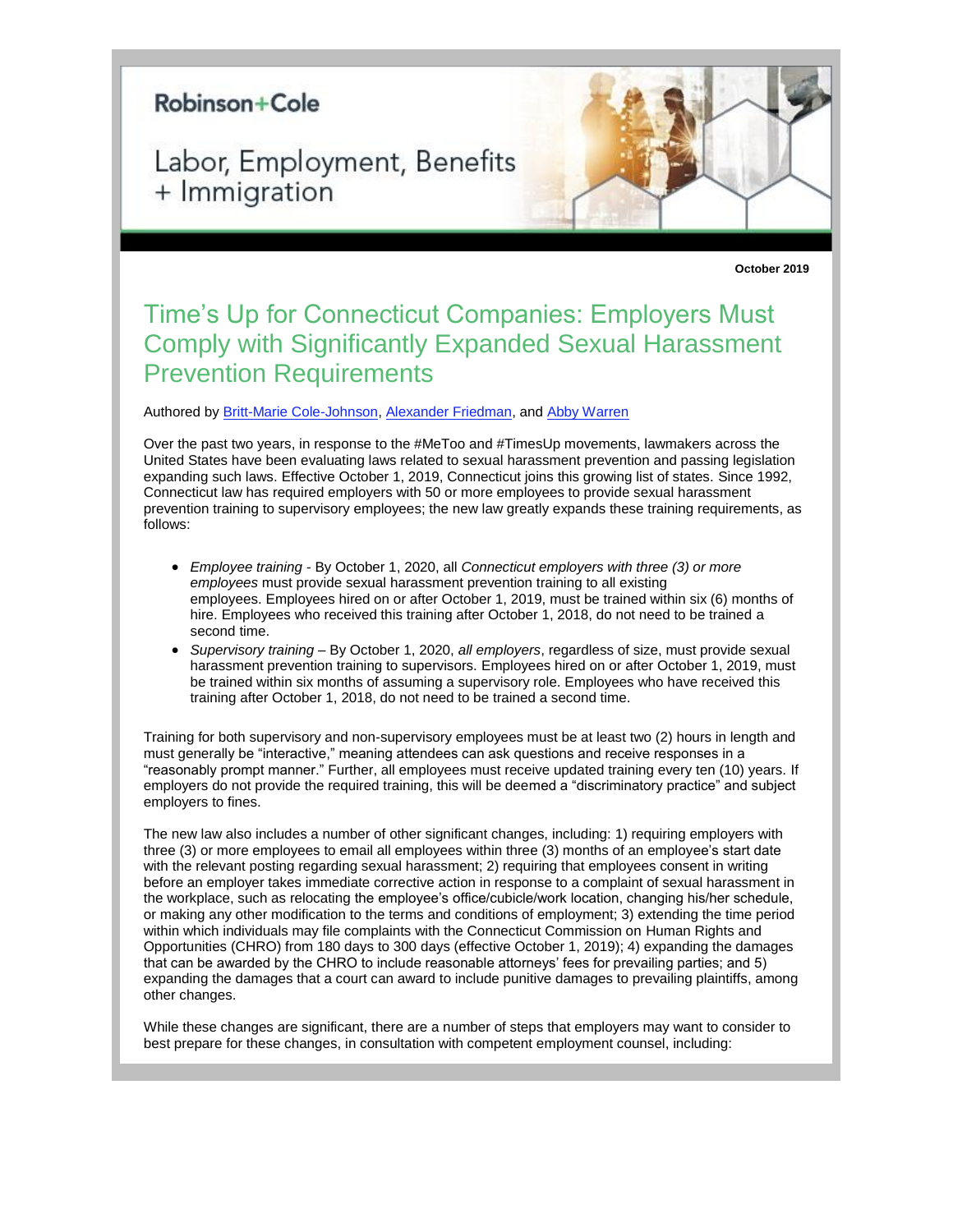Robinson+Cole

Labor, Employment, Benefits + Immigration

**October 2019**

# Time's Up for Connecticut Companies: Employers Must Comply with Significantly Expanded Sexual Harassment Prevention Requirements

Authored by [Britt-Marie Cole-Johnson], [Alexander Friedman], and [Abby Warren]

Over the past two years, in response to the #MeToo and #TimesUp movements, lawmakers across the United States have been evaluating laws related to sexual harassment prevention and passing legislation expanding such laws. Effective October 1, 2019, Connecticut joins this growing list of states. Since 1992, Connecticut law has required employers with 50 or more employees to provide sexual harassment prevention training to supervisory employees; the new law greatly expands these training requirements, as follows:

- *Employee training* - By October 1, 2020, all *Connecticut employers with three (3) or more employees* must provide sexual harassment prevention training to all existing employees. Employees hired on or after October 1, 2019, must be trained within six (6) months of hire. Employees who received this training after October 1, 2018, do not need to be trained a second time.
- *Supervisory training* – By October 1, 2020, *all employers*, regardless of size, must provide sexual harassment prevention training to supervisors. Employees hired on or after October 1, 2019, must be trained within six months of assuming a supervisory role. Employees who have received this training after October 1, 2018, do not need to be trained a second time.

Training for both supervisory and non-supervisory employees must be at least two (2) hours in length and must generally be "interactive," meaning attendees can ask questions and receive responses in a "reasonably prompt manner." Further, all employees must receive updated training every ten (10) years. If employers do not provide the required training, this will be deemed a "discriminatory practice" and subject employers to fines.

The new law also includes a number of other significant changes, including: 1) requiring employers with three (3) or more employees to email all employees within three (3) months of an employee's start date with the relevant posting regarding sexual harassment; 2) requiring that employees consent in writing before an employer takes immediate corrective action in response to a complaint of sexual harassment in the workplace, such as relocating the employee's office/cubicle/work location, changing his/her schedule, or making any other modification to the terms and conditions of employment; 3) extending the time period within which individuals may file complaints with the Connecticut Commission on Human Rights and Opportunities (CHRO) from 180 days to 300 days (effective October 1, 2019); 4) expanding the damages that can be awarded by the CHRO to include reasonable attorneys' fees for prevailing parties; and 5) expanding the damages that a court can award to include punitive damages to prevailing plaintiffs, among other changes.

While these changes are significant, there are a number of steps that employers may want to consider to best prepare for these changes, in consultation with competent employment counsel, including: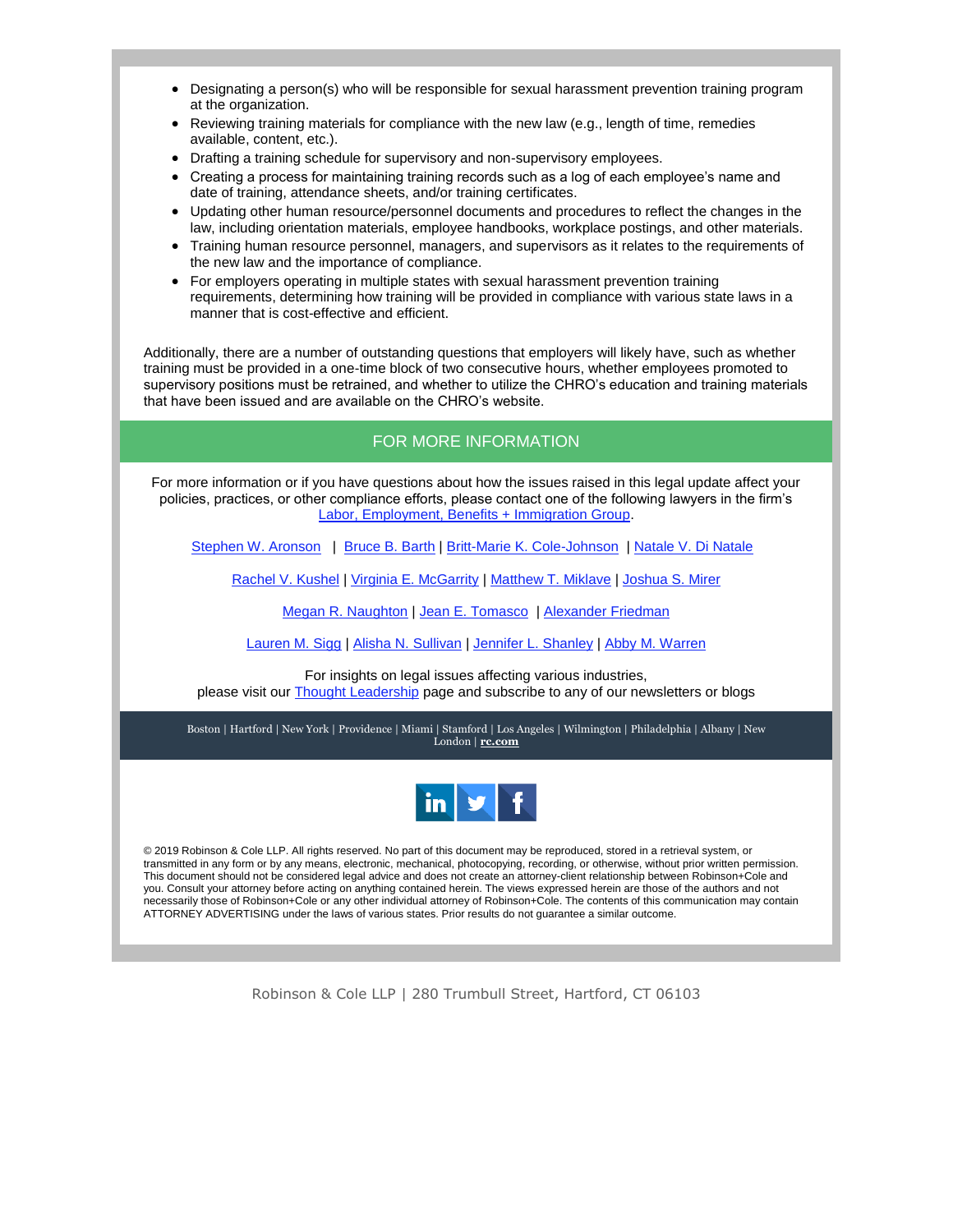- Designating a person(s) who will be responsible for sexual harassment prevention training program at the organization.
- Reviewing training materials for compliance with the new law (e.g., length of time, remedies available, content, etc.).
- Drafting a training schedule for supervisory and non-supervisory employees.
- Creating a process for maintaining training records such as a log of each employee's name and date of training, attendance sheets, and/or training certificates.
- Updating other human resource/personnel documents and procedures to reflect the changes in the law, including orientation materials, employee handbooks, workplace postings, and other materials.
- Training human resource personnel, managers, and supervisors as it relates to the requirements of the new law and the importance of compliance.
- For employers operating in multiple states with sexual harassment prevention training requirements, determining how training will be provided in compliance with various state laws in a manner that is cost-effective and efficient.

Additionally, there are a number of outstanding questions that employers will likely have, such as whether training must be provided in a one-time block of two consecutive hours, whether employees promoted to supervisory positions must be retrained, and whether to utilize the CHRO's education and training materials that have been issued and are available on the CHRO's website.

## FOR MORE INFORMATION

For more information or if you have questions about how the issues raised in this legal update affect your policies, practices, or other compliance efforts, please contact one of the following lawyers in the firm's Labor, Employment, Benefits + Immigration Group.

Stephen W. Aronson | Bruce B. Barth | Britt-Marie K. Cole-Johnson | Natale V. Di Natale

Rachel V. Kushel | Virginia E. McGarrity | Matthew T. Miklave | Joshua S. Mirer

Megan R. Naughton | Jean E. Tomasco | Alexander Friedman

Lauren M. Sigg | Alisha N. Sullivan | Jennifer L. Shanley | Abby M. Warren

For insights on legal issues affecting various industries,
please visit our Thought Leadership page and subscribe to any of our newsletters or blogs

Boston | Hartford | New York | Providence | Miami | Stamford | Los Angeles | Wilmington | Philadelphia | Albany | New London | **rc.com**

© 2019 Robinson & Cole LLP. All rights reserved. No part of this document may be reproduced, stored in a retrieval system, or transmitted in any form or by any means, electronic, mechanical, photocopying, recording, or otherwise, without prior written permission. This document should not be considered legal advice and does not create an attorney-client relationship between Robinson+Cole and you. Consult your attorney before acting on anything contained herein. The views expressed herein are those of the authors and not necessarily those of Robinson+Cole or any other individual attorney of Robinson+Cole. The contents of this communication may contain ATTORNEY ADVERTISING under the laws of various states. Prior results do not guarantee a similar outcome.

Robinson & Cole LLP | 280 Trumbull Street, Hartford, CT 06103